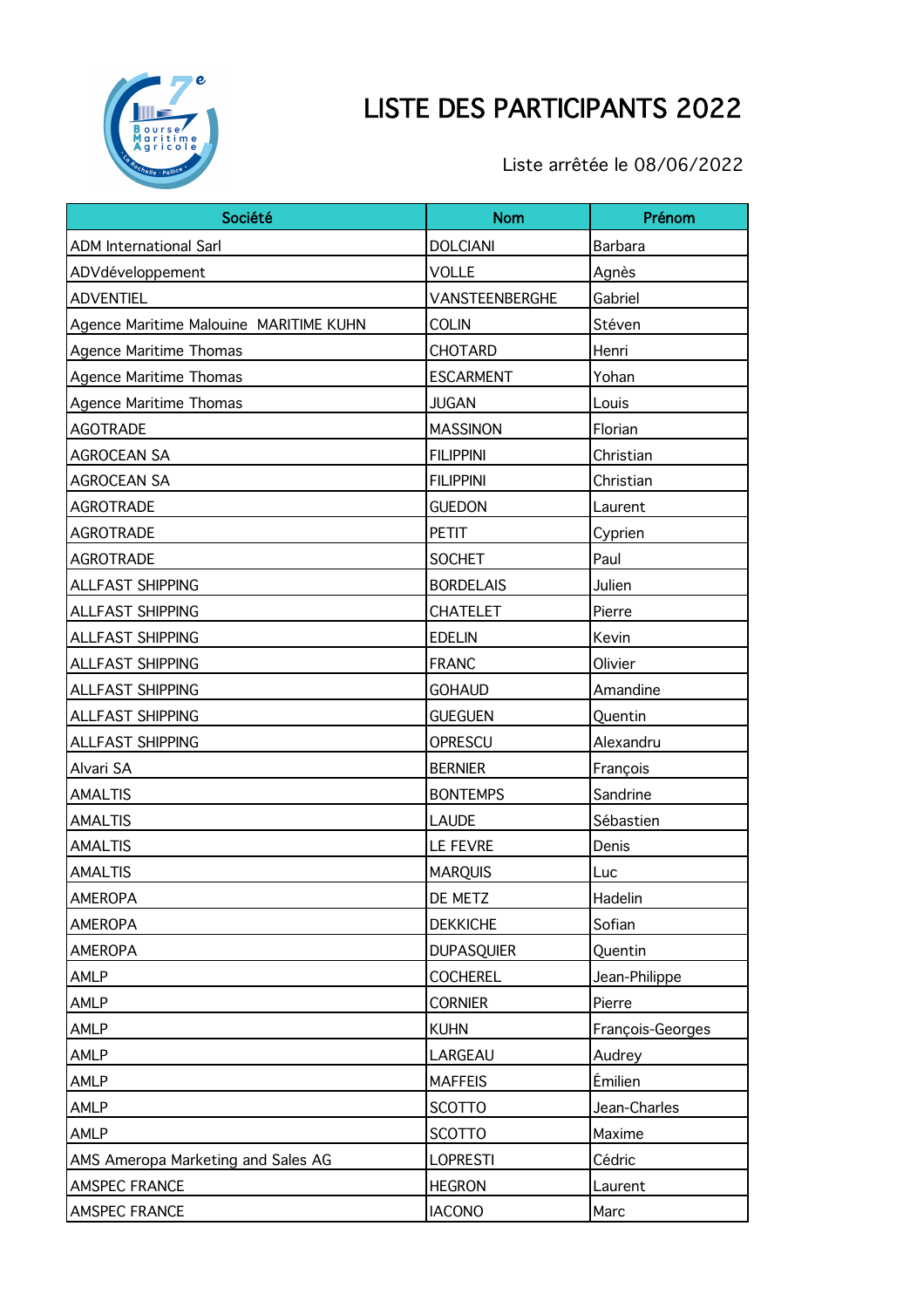# LISTE DES PARTICIPANTS 2022

Liste arrêtée le 08/06/2022

| Société | Nom | Prénom |
|---|---|---|
| ADM International Sarl | DOLCIANI | Barbara |
| ADVdéveloppement | VOLLE | Agnès |
| ADVENTIEL | VANSTEENBERGHE | Gabriel |
| Agence Maritime Malouine  MARITIME KUHN | COLIN | Stéven |
| Agence Maritime Thomas | CHOTARD | Henri |
| Agence Maritime Thomas | ESCARMENT | Yohan |
| Agence Maritime Thomas | JUGAN | Louis |
| AGOTRADE | MASSINON | Florian |
| AGROCEAN SA | FILIPPINI | Christian |
| AGROCEAN SA | FILIPPINI | Christian |
| AGROTRADE | GUEDON | Laurent |
| AGROTRADE | PETIT | Cyprien |
| AGROTRADE | SOCHET | Paul |
| ALLFAST SHIPPING | BORDELAIS | Julien |
| ALLFAST SHIPPING | CHATELET | Pierre |
| ALLFAST SHIPPING | EDELIN | Kevin |
| ALLFAST SHIPPING | FRANC | Olivier |
| ALLFAST SHIPPING | GOHAUD | Amandine |
| ALLFAST SHIPPING | GUEGUEN | Quentin |
| ALLFAST SHIPPING | OPRESCU | Alexandru |
| Alvari SA | BERNIER | François |
| AMALTIS | BONTEMPS | Sandrine |
| AMALTIS | LAUDE | Sébastien |
| AMALTIS | LE FEVRE | Denis |
| AMALTIS | MARQUIS | Luc |
| AMEROPA | DE METZ | Hadelin |
| AMEROPA | DEKKICHE | Sofian |
| AMEROPA | DUPASQUIER | Quentin |
| AMLP | COCHEREL | Jean-Philippe |
| AMLP | CORNIER | Pierre |
| AMLP | KUHN | François-Georges |
| AMLP | LARGEAU | Audrey |
| AMLP | MAFFEIS | Émilien |
| AMLP | SCOTTO | Jean-Charles |
| AMLP | SCOTTO | Maxime |
| AMS Ameropa Marketing and Sales AG | LOPRESTI | Cédric |
| AMSPEC FRANCE | HEGRON | Laurent |
| AMSPEC FRANCE | IACONO | Marc |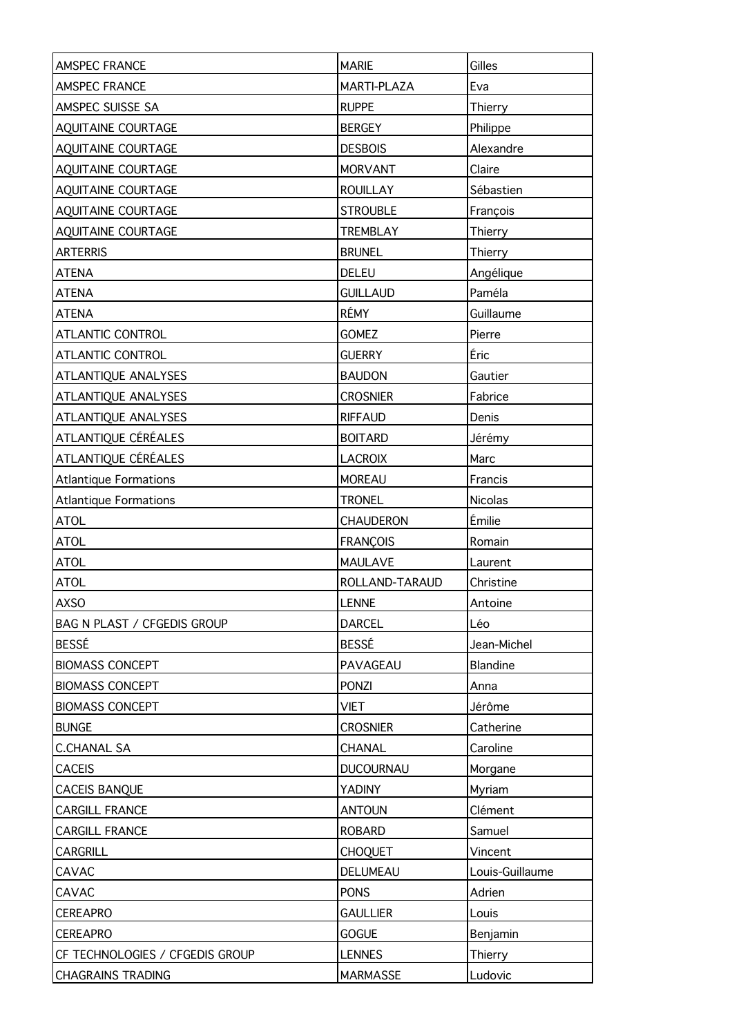| | | |
|---|---|---|
| AMSPEC FRANCE | MARIE | Gilles |
| AMSPEC FRANCE | MARTI-PLAZA | Eva |
| AMSPEC SUISSE SA | RUPPE | Thierry |
| AQUITAINE COURTAGE | BERGEY | Philippe |
| AQUITAINE COURTAGE | DESBOIS | Alexandre |
| AQUITAINE COURTAGE | MORVANT | Claire |
| AQUITAINE COURTAGE | ROUILLAY | Sébastien |
| AQUITAINE COURTAGE | STROUBLE | François |
| AQUITAINE COURTAGE | TREMBLAY | Thierry |
| ARTERRIS | BRUNEL | Thierry |
| ATENA | DELEU | Angélique |
| ATENA | GUILLAUD | Paméla |
| ATENA | RÉMY | Guillaume |
| ATLANTIC CONTROL | GOMEZ | Pierre |
| ATLANTIC CONTROL | GUERRY | Éric |
| ATLANTIQUE ANALYSES | BAUDON | Gautier |
| ATLANTIQUE ANALYSES | CROSNIER | Fabrice |
| ATLANTIQUE ANALYSES | RIFFAUD | Denis |
| ATLANTIQUE CÉRÉALES | BOITARD | Jérémy |
| ATLANTIQUE CÉRÉALES | LACROIX | Marc |
| Atlantique Formations | MOREAU | Francis |
| Atlantique Formations | TRONEL | Nicolas |
| ATOL | CHAUDERON | Émilie |
| ATOL | FRANÇOIS | Romain |
| ATOL | MAULAVE | Laurent |
| ATOL | ROLLAND-TARAUD | Christine |
| AXSO | LENNE | Antoine |
| BAG N PLAST / CFGEDIS GROUP | DARCEL | Léo |
| BESSÉ | BESSÉ | Jean-Michel |
| BIOMASS CONCEPT | PAVAGEAU | Blandine |
| BIOMASS CONCEPT | PONZI | Anna |
| BIOMASS CONCEPT | VIET | Jérôme |
| BUNGE | CROSNIER | Catherine |
| C.CHANAL SA | CHANAL | Caroline |
| CACEIS | DUCOURNAU | Morgane |
| CACEIS BANQUE | YADINY | Myriam |
| CARGILL FRANCE | ANTOUN | Clément |
| CARGILL FRANCE | ROBARD | Samuel |
| CARGRILL | CHOQUET | Vincent |
| CAVAC | DELUMEAU | Louis-Guillaume |
| CAVAC | PONS | Adrien |
| CEREAPRO | GAULLIER | Louis |
| CEREAPRO | GOGUE | Benjamin |
| CF TECHNOLOGIES / CFGEDIS GROUP | LENNES | Thierry |
| CHAGRAINS TRADING | MARMASSE | Ludovic |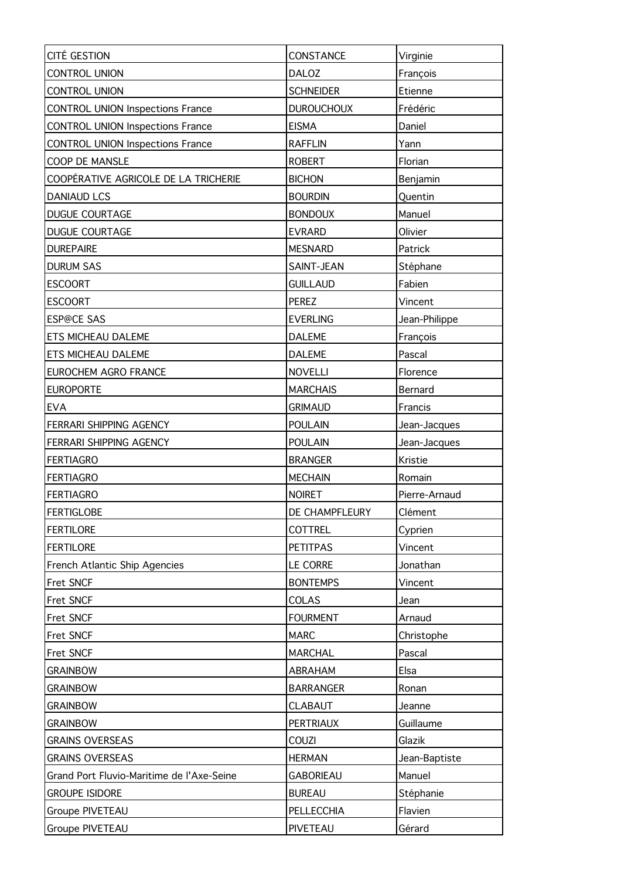| | | |
|---|---|---|
| CITÉ GESTION | CONSTANCE | Virginie |
| CONTROL UNION | DALOZ | François |
| CONTROL UNION | SCHNEIDER | Etienne |
| CONTROL UNION Inspections France | DUROUCHOUX | Frédéric |
| CONTROL UNION Inspections France | EISMA | Daniel |
| CONTROL UNION Inspections France | RAFFLIN | Yann |
| COOP DE MANSLE | ROBERT | Florian |
| COOPÉRATIVE AGRICOLE DE LA TRICHERIE | BICHON | Benjamin |
| DANIAUD LCS | BOURDIN | Quentin |
| DUGUE COURTAGE | BONDOUX | Manuel |
| DUGUE COURTAGE | EVRARD | Olivier |
| DUREPAIRE | MESNARD | Patrick |
| DURUM SAS | SAINT-JEAN | Stéphane |
| ESCOORT | GUILLAUD | Fabien |
| ESCOORT | PEREZ | Vincent |
| ESP@CE SAS | EVERLING | Jean-Philippe |
| ETS MICHEAU DALEME | DALEME | François |
| ETS MICHEAU DALEME | DALEME | Pascal |
| EUROCHEM AGRO FRANCE | NOVELLI | Florence |
| EUROPORTE | MARCHAIS | Bernard |
| EVA | GRIMAUD | Francis |
| FERRARI SHIPPING AGENCY | POULAIN | Jean-Jacques |
| FERRARI SHIPPING AGENCY | POULAIN | Jean-Jacques |
| FERTIAGRO | BRANGER | Kristie |
| FERTIAGRO | MECHAIN | Romain |
| FERTIAGRO | NOIRET | Pierre-Arnaud |
| FERTIGLOBE | DE CHAMPFLEURY | Clément |
| FERTILORE | COTTREL | Cyprien |
| FERTILORE | PETITPAS | Vincent |
| French Atlantic Ship Agencies | LE CORRE | Jonathan |
| Fret SNCF | BONTEMPS | Vincent |
| Fret SNCF | COLAS | Jean |
| Fret SNCF | FOURMENT | Arnaud |
| Fret SNCF | MARC | Christophe |
| Fret SNCF | MARCHAL | Pascal |
| GRAINBOW | ABRAHAM | Elsa |
| GRAINBOW | BARRANGER | Ronan |
| GRAINBOW | CLABAUT | Jeanne |
| GRAINBOW | PERTRIAUX | Guillaume |
| GRAINS OVERSEAS | COUZI | Glazik |
| GRAINS OVERSEAS | HERMAN | Jean-Baptiste |
| Grand Port Fluvio-Maritime de l'Axe-Seine | GABORIEAU | Manuel |
| GROUPE ISIDORE | BUREAU | Stéphanie |
| Groupe PIVETEAU | PELLECCHIA | Flavien |
| Groupe PIVETEAU | PIVETEAU | Gérard |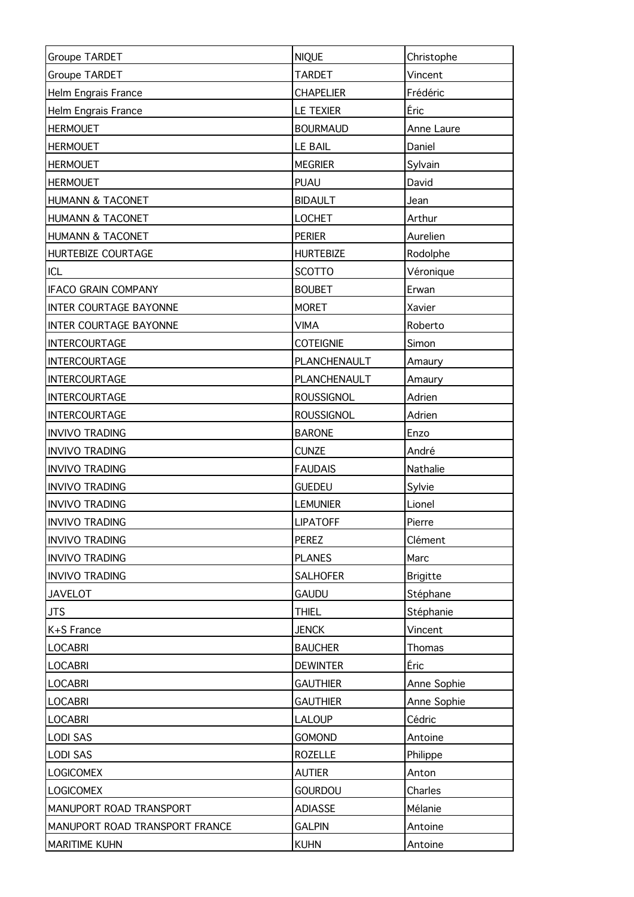| Groupe TARDET | NIQUE | Christophe |
|---|---|---|
| Groupe TARDET | TARDET | Vincent |
| Helm Engrais France | CHAPELIER | Frédéric |
| Helm Engrais France | LE TEXIER | Éric |
| HERMOUET | BOURMAUD | Anne Laure |
| HERMOUET | LE BAIL | Daniel |
| HERMOUET | MEGRIER | Sylvain |
| HERMOUET | PUAU | David |
| HUMANN & TACONET | BIDAULT | Jean |
| HUMANN & TACONET | LOCHET | Arthur |
| HUMANN & TACONET | PERIER | Aurelien |
| HURTEBIZE COURTAGE | HURTEBIZE | Rodolphe |
| ICL | SCOTTO | Véronique |
| IFACO GRAIN COMPANY | BOUBET | Erwan |
| INTER COURTAGE BAYONNE | MORET | Xavier |
| INTER COURTAGE BAYONNE | VIMA | Roberto |
| INTERCOURTAGE | COTEIGNIE | Simon |
| INTERCOURTAGE | PLANCHENAULT | Amaury |
| INTERCOURTAGE | PLANCHENAULT | Amaury |
| INTERCOURTAGE | ROUSSIGNOL | Adrien |
| INTERCOURTAGE | ROUSSIGNOL | Adrien |
| INVIVO TRADING | BARONE | Enzo |
| INVIVO TRADING | CUNZE | André |
| INVIVO TRADING | FAUDAIS | Nathalie |
| INVIVO TRADING | GUEDEU | Sylvie |
| INVIVO TRADING | LEMUNIER | Lionel |
| INVIVO TRADING | LIPATOFF | Pierre |
| INVIVO TRADING | PEREZ | Clément |
| INVIVO TRADING | PLANES | Marc |
| INVIVO TRADING | SALHOFER | Brigitte |
| JAVELOT | GAUDU | Stéphane |
| JTS | THIEL | Stéphanie |
| K+S France | JENCK | Vincent |
| LOCABRI | BAUCHER | Thomas |
| LOCABRI | DEWINTER | Éric |
| LOCABRI | GAUTHIER | Anne Sophie |
| LOCABRI | GAUTHIER | Anne Sophie |
| LOCABRI | LALOUP | Cédric |
| LODI SAS | GOMOND | Antoine |
| LODI SAS | ROZELLE | Philippe |
| LOGICOMEX | AUTIER | Anton |
| LOGICOMEX | GOURDOU | Charles |
| MANUPORT ROAD TRANSPORT | ADIASSE | Mélanie |
| MANUPORT ROAD TRANSPORT FRANCE | GALPIN | Antoine |
| MARITIME KUHN | KUHN | Antoine |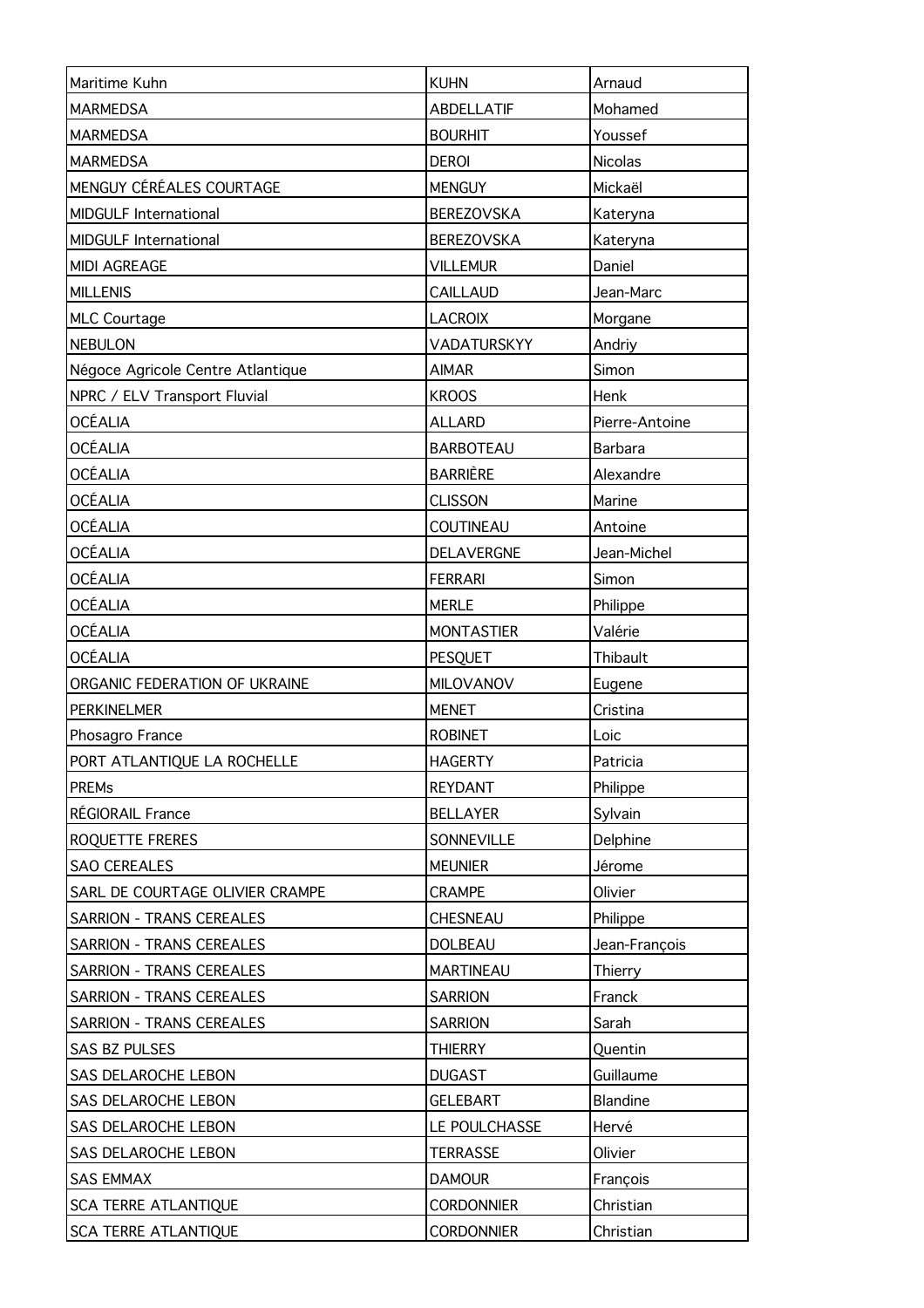| | | |
|---|---|---|
| Maritime Kuhn | KUHN | Arnaud |
| MARMEDSA | ABDELLATIF | Mohamed |
| MARMEDSA | BOURHIT | Youssef |
| MARMEDSA | DEROI | Nicolas |
| MENGUY CÉRÉALES COURTAGE | MENGUY | Mickaël |
| MIDGULF International | BEREZOVSKA | Kateryna |
| MIDGULF International | BEREZOVSKA | Kateryna |
| MIDI AGREAGE | VILLEMUR | Daniel |
| MILLENIS | CAILLAUD | Jean-Marc |
| MLC Courtage | LACROIX | Morgane |
| NEBULON | VADATURSKYY | Andriy |
| Négoce Agricole Centre Atlantique | AIMAR | Simon |
| NPRC / ELV Transport Fluvial | KROOS | Henk |
| OCÉALIA | ALLARD | Pierre-Antoine |
| OCÉALIA | BARBOTEAU | Barbara |
| OCÉALIA | BARRIÈRE | Alexandre |
| OCÉALIA | CLISSON | Marine |
| OCÉALIA | COUTINEAU | Antoine |
| OCÉALIA | DELAVERGNE | Jean-Michel |
| OCÉALIA | FERRARI | Simon |
| OCÉALIA | MERLE | Philippe |
| OCÉALIA | MONTASTIER | Valérie |
| OCÉALIA | PESQUET | Thibault |
| ORGANIC FEDERATION OF UKRAINE | MILOVANOV | Eugene |
| PERKINELMER | MENET | Cristina |
| Phosagro France | ROBINET | Loic |
| PORT ATLANTIQUE LA ROCHELLE | HAGERTY | Patricia |
| PREMs | REYDANT | Philippe |
| RÉGIORAIL France | BELLAYER | Sylvain |
| ROQUETTE FRERES | SONNEVILLE | Delphine |
| SAO CEREALES | MEUNIER | Jérome |
| SARL DE COURTAGE OLIVIER CRAMPE | CRAMPE | Olivier |
| SARRION - TRANS CEREALES | CHESNEAU | Philippe |
| SARRION - TRANS CEREALES | DOLBEAU | Jean-François |
| SARRION - TRANS CEREALES | MARTINEAU | Thierry |
| SARRION - TRANS CEREALES | SARRION | Franck |
| SARRION - TRANS CEREALES | SARRION | Sarah |
| SAS BZ PULSES | THIERRY | Quentin |
| SAS DELAROCHE LEBON | DUGAST | Guillaume |
| SAS DELAROCHE LEBON | GELEBART | Blandine |
| SAS DELAROCHE LEBON | LE POULCHASSE | Hervé |
| SAS DELAROCHE LEBON | TERRASSE | Olivier |
| SAS EMMAX | DAMOUR | François |
| SCA TERRE ATLANTIQUE | CORDONNIER | Christian |
| SCA TERRE ATLANTIQUE | CORDONNIER | Christian |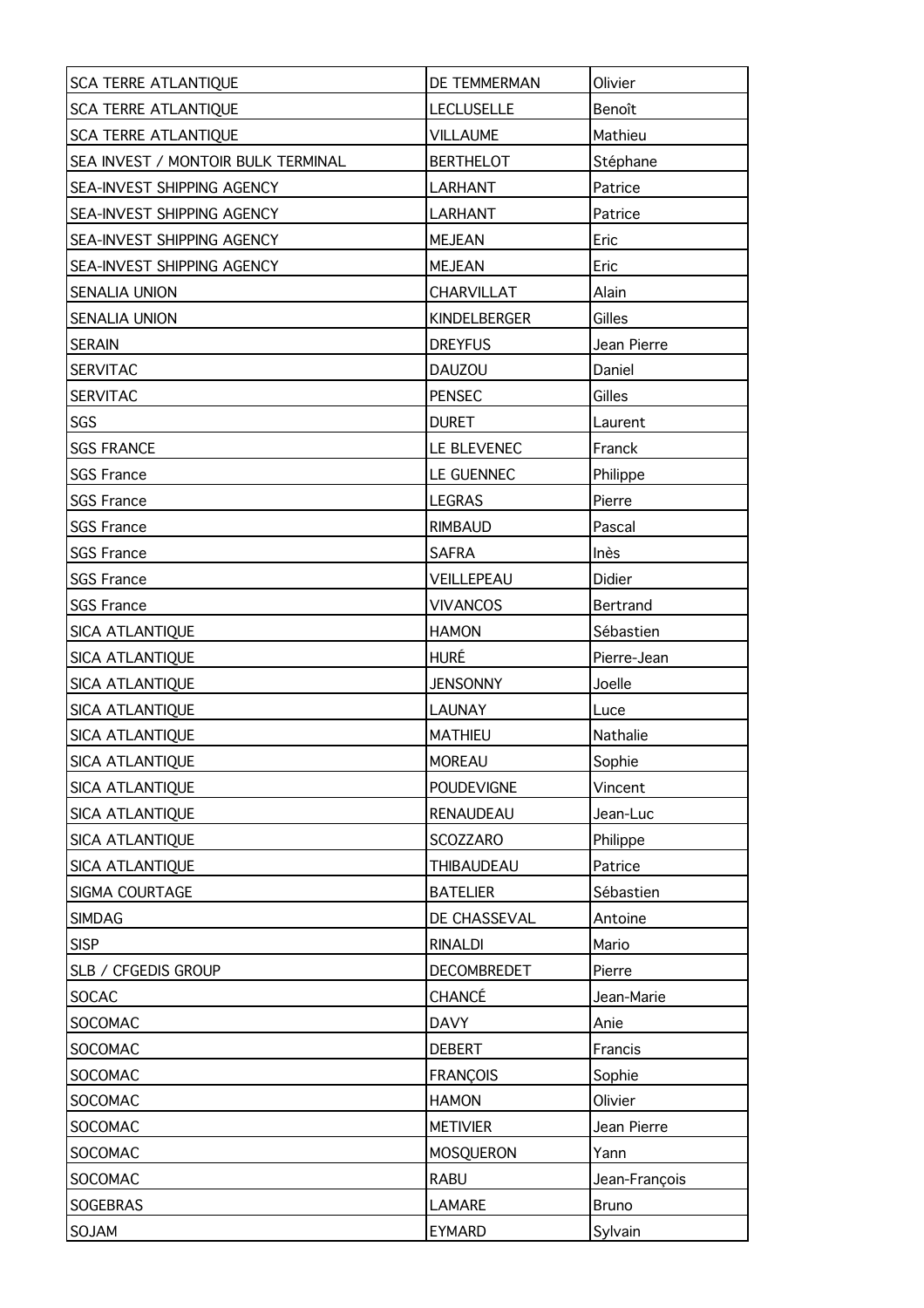| SCA TERRE ATLANTIQUE | DE TEMMERMAN | Olivier |
|---|---|---|
| SCA TERRE ATLANTIQUE | LECLUSELLE | Benoît |
| SCA TERRE ATLANTIQUE | VILLAUME | Mathieu |
| SEA INVEST / MONTOIR BULK TERMINAL | BERTHELOT | Stéphane |
| SEA-INVEST SHIPPING AGENCY | LARHANT | Patrice |
| SEA-INVEST SHIPPING AGENCY | LARHANT | Patrice |
| SEA-INVEST SHIPPING AGENCY | MEJEAN | Eric |
| SEA-INVEST SHIPPING AGENCY | MEJEAN | Eric |
| SENALIA UNION | CHARVILLAT | Alain |
| SENALIA UNION | KINDELBERGER | Gilles |
| SERAIN | DREYFUS | Jean Pierre |
| SERVITAC | DAUZOU | Daniel |
| SERVITAC | PENSEC | Gilles |
| SGS | DURET | Laurent |
| SGS FRANCE | LE BLEVENEC | Franck |
| SGS France | LE GUENNEC | Philippe |
| SGS France | LEGRAS | Pierre |
| SGS France | RIMBAUD | Pascal |
| SGS France | SAFRA | Inès |
| SGS France | VEILLEPEAU | Didier |
| SGS France | VIVANCOS | Bertrand |
| SICA ATLANTIQUE | HAMON | Sébastien |
| SICA ATLANTIQUE | HURÉ | Pierre-Jean |
| SICA ATLANTIQUE | JENSONNY | Joelle |
| SICA ATLANTIQUE | LAUNAY | Luce |
| SICA ATLANTIQUE | MATHIEU | Nathalie |
| SICA ATLANTIQUE | MOREAU | Sophie |
| SICA ATLANTIQUE | POUDEVIGNE | Vincent |
| SICA ATLANTIQUE | RENAUDEAU | Jean-Luc |
| SICA ATLANTIQUE | SCOZZARO | Philippe |
| SICA ATLANTIQUE | THIBAUDEAU | Patrice |
| SIGMA COURTAGE | BATELIER | Sébastien |
| SIMDAG | DE CHASSEVAL | Antoine |
| SISP | RINALDI | Mario |
| SLB / CFGEDIS GROUP | DECOMBREDET | Pierre |
| SOCAC | CHANCÉ | Jean-Marie |
| SOCOMAC | DAVY | Anie |
| SOCOMAC | DEBERT | Francis |
| SOCOMAC | FRANÇOIS | Sophie |
| SOCOMAC | HAMON | Olivier |
| SOCOMAC | METIVIER | Jean Pierre |
| SOCOMAC | MOSQUERON | Yann |
| SOCOMAC | RABU | Jean-François |
| SOGEBRAS | LAMARE | Bruno |
| SOJAM | EYMARD | Sylvain |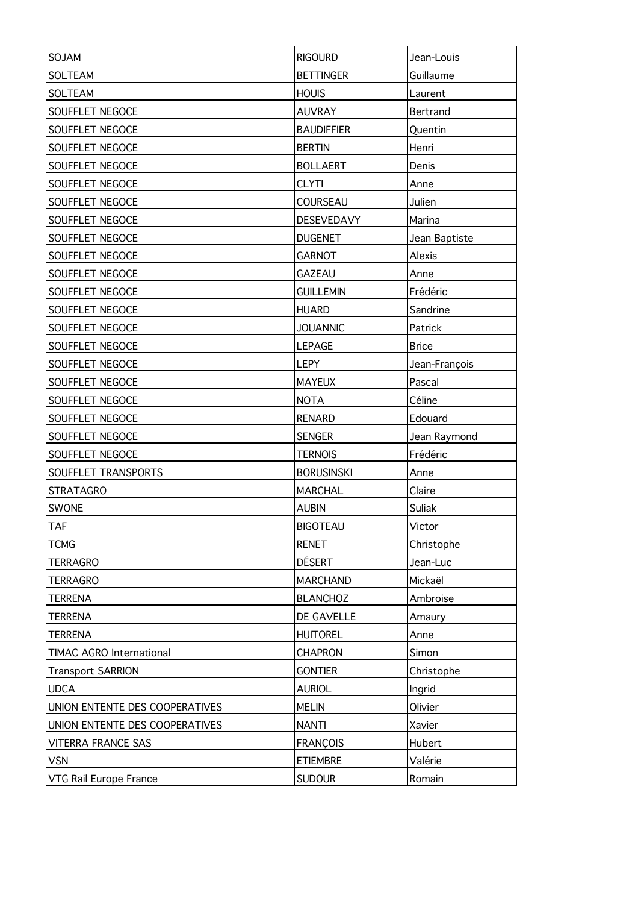| | | |
|---|---|---|
| SOJAM | RIGOURD | Jean-Louis |
| SOLTEAM | BETTINGER | Guillaume |
| SOLTEAM | HOUIS | Laurent |
| SOUFFLET NEGOCE | AUVRAY | Bertrand |
| SOUFFLET NEGOCE | BAUDIFFIER | Quentin |
| SOUFFLET NEGOCE | BERTIN | Henri |
| SOUFFLET NEGOCE | BOLLAERT | Denis |
| SOUFFLET NEGOCE | CLYTI | Anne |
| SOUFFLET NEGOCE | COURSEAU | Julien |
| SOUFFLET NEGOCE | DESEVEDAVY | Marina |
| SOUFFLET NEGOCE | DUGENET | Jean Baptiste |
| SOUFFLET NEGOCE | GARNOT | Alexis |
| SOUFFLET NEGOCE | GAZEAU | Anne |
| SOUFFLET NEGOCE | GUILLEMIN | Frédéric |
| SOUFFLET NEGOCE | HUARD | Sandrine |
| SOUFFLET NEGOCE | JOUANNIC | Patrick |
| SOUFFLET NEGOCE | LEPAGE | Brice |
| SOUFFLET NEGOCE | LEPY | Jean-François |
| SOUFFLET NEGOCE | MAYEUX | Pascal |
| SOUFFLET NEGOCE | NOTA | Céline |
| SOUFFLET NEGOCE | RENARD | Edouard |
| SOUFFLET NEGOCE | SENGER | Jean Raymond |
| SOUFFLET NEGOCE | TERNOIS | Frédéric |
| SOUFFLET TRANSPORTS | BORUSINSKI | Anne |
| STRATAGRO | MARCHAL | Claire |
| SWONE | AUBIN | Suliak |
| TAF | BIGOTEAU | Victor |
| TCMG | RENET | Christophe |
| TERRAGRO | DÉSERT | Jean-Luc |
| TERRAGRO | MARCHAND | Mickaël |
| TERRENA | BLANCHOZ | Ambroise |
| TERRENA | DE GAVELLE | Amaury |
| TERRENA | HUITOREL | Anne |
| TIMAC AGRO International | CHAPRON | Simon |
| Transport SARRION | GONTIER | Christophe |
| UDCA | AURIOL | Ingrid |
| UNION ENTENTE DES COOPERATIVES | MELIN | Olivier |
| UNION ENTENTE DES COOPERATIVES | NANTI | Xavier |
| VITERRA FRANCE SAS | FRANÇOIS | Hubert |
| VSN | ETIEMBRE | Valérie |
| VTG Rail Europe France | SUDOUR | Romain |